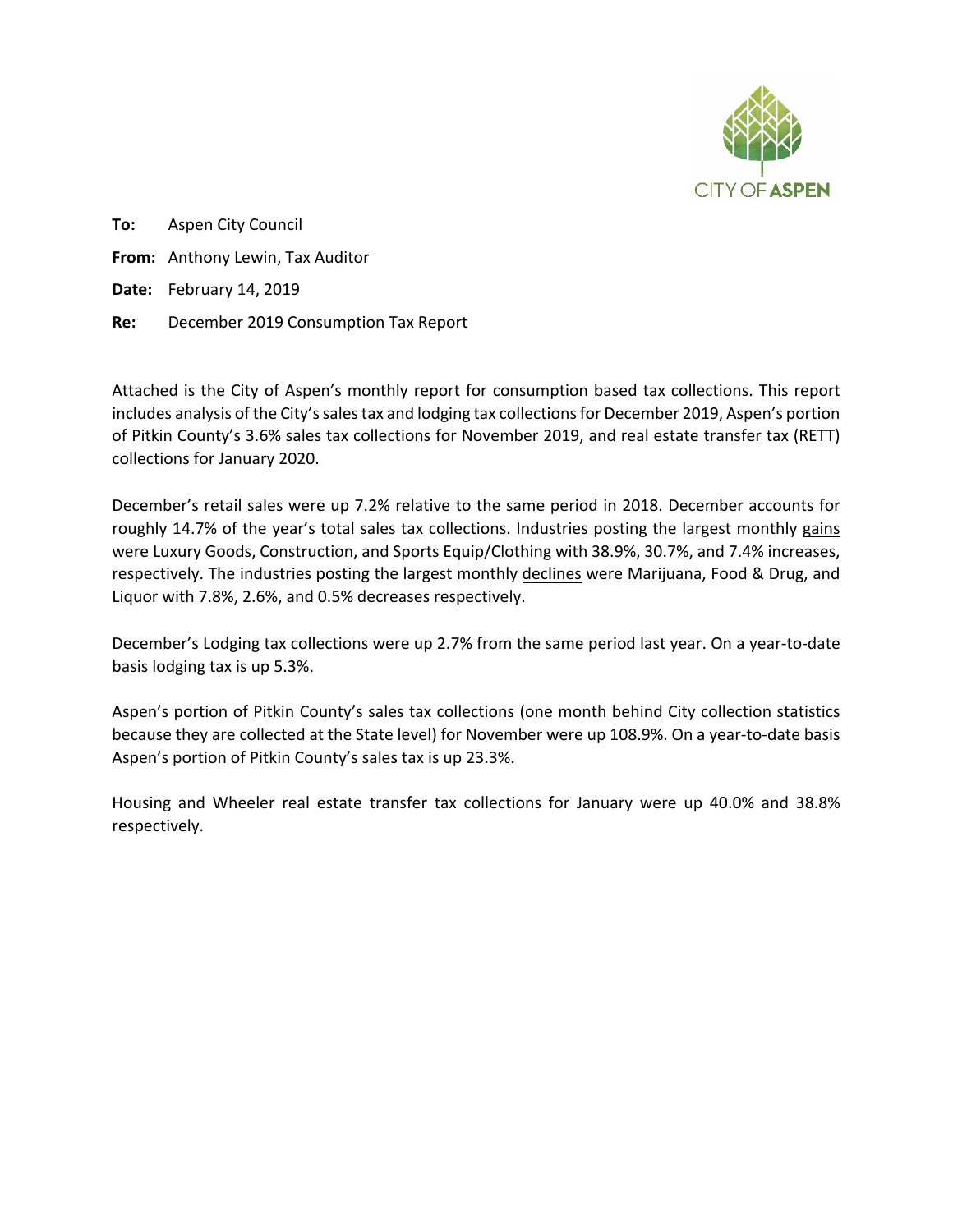CITY OF ASPEN

**To:** Aspen City Council

**From:** Anthony Lewin, Tax Auditor

**Date:** February 14, 2019

**Re:** December 2019 Consumption Tax Report

Attached is the City of Aspen's monthly report for consumption based tax collections. This report includes analysis of the City's sales tax and lodging tax collections for December 2019, Aspen's portion of Pitkin County's 3.6% sales tax collections for November 2019, and real estate transfer tax (RETT) collections for January 2020.

December's retail sales were up 7.2% relative to the same period in 2018. December accounts for roughly 14.7% of the year's total sales tax collections. Industries posting the largest monthly <u>gains</u> were Luxury Goods, Construction, and Sports Equip/Clothing with 38.9%, 30.7%, and 7.4% increases, respectively. The industries posting the largest monthly <u>declines</u> were Marijuana, Food & Drug, and Liquor with 7.8%, 2.6%, and 0.5% decreases respectively.

December's Lodging tax collections were up 2.7% from the same period last year. On a year-to-date basis lodging tax is up 5.3%.

Aspen's portion of Pitkin County's sales tax collections (one month behind City collection statistics because they are collected at the State level) for November were up 108.9%. On a year-to-date basis Aspen's portion of Pitkin County's sales tax is up 23.3%.

Housing and Wheeler real estate transfer tax collections for January were up 40.0% and 38.8% respectively.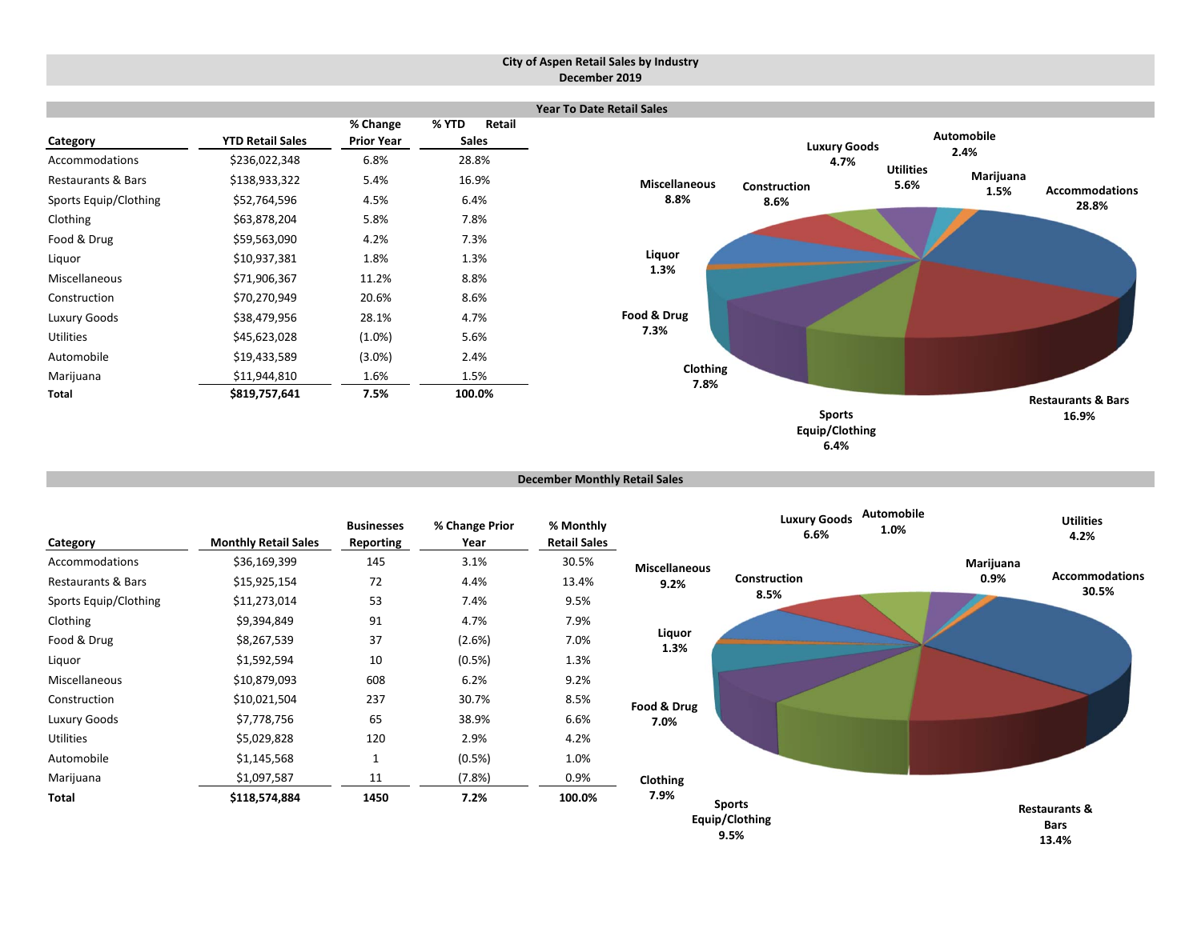# City of Aspen Retail Sales by Industry
## December 2019

### Year To Date Retail Sales

| Category | YTD Retail Sales | % Change Prior Year | % YTD Retail Sales |
|---|---|---|---|
| Accommodations | $236,022,348 | 6.8% | 28.8% |
| Restaurants & Bars | $138,933,322 | 5.4% | 16.9% |
| Sports Equip/Clothing | $52,764,596 | 4.5% | 6.4% |
| Clothing | $63,878,204 | 5.8% | 7.8% |
| Food & Drug | $59,563,090 | 4.2% | 7.3% |
| Liquor | $10,937,381 | 1.8% | 1.3% |
| Miscellaneous | $71,906,367 | 11.2% | 8.8% |
| Construction | $70,270,949 | 20.6% | 8.6% |
| Luxury Goods | $38,479,956 | 28.1% | 4.7% |
| Utilities | $45,623,028 | (1.0%) | 5.6% |
| Automobile | $19,433,589 | (3.0%) | 2.4% |
| Marijuana | $11,944,810 | 1.6% | 1.5% |
| **Total** | **$819,757,641** | **7.5%** | **100.0%** |

### December Monthly Retail Sales

| Category | Monthly Retail Sales | Businesses Reporting | % Change Prior Year | % Monthly Retail Sales |
|---|---|---|---|---|
| Accommodations | $36,169,399 | 145 | 3.1% | 30.5% |
| Restaurants & Bars | $15,925,154 | 72 | 4.4% | 13.4% |
| Sports Equip/Clothing | $11,273,014 | 53 | 7.4% | 9.5% |
| Clothing | $9,394,849 | 91 | 4.7% | 7.9% |
| Food & Drug | $8,267,539 | 37 | (2.6%) | 7.0% |
| Liquor | $1,592,594 | 10 | (0.5%) | 1.3% |
| Miscellaneous | $10,879,093 | 608 | 6.2% | 9.2% |
| Construction | $10,021,504 | 237 | 30.7% | 8.5% |
| Luxury Goods | $7,778,756 | 65 | 38.9% | 6.6% |
| Utilities | $5,029,828 | 120 | 2.9% | 4.2% |
| Automobile | $1,145,568 | 1 | (0.5%) | 1.0% |
| Marijuana | $1,097,587 | 11 | (7.8%) | 0.9% |
| **Total** | **$118,574,884** | **1450** | **7.2%** | **100.0%** |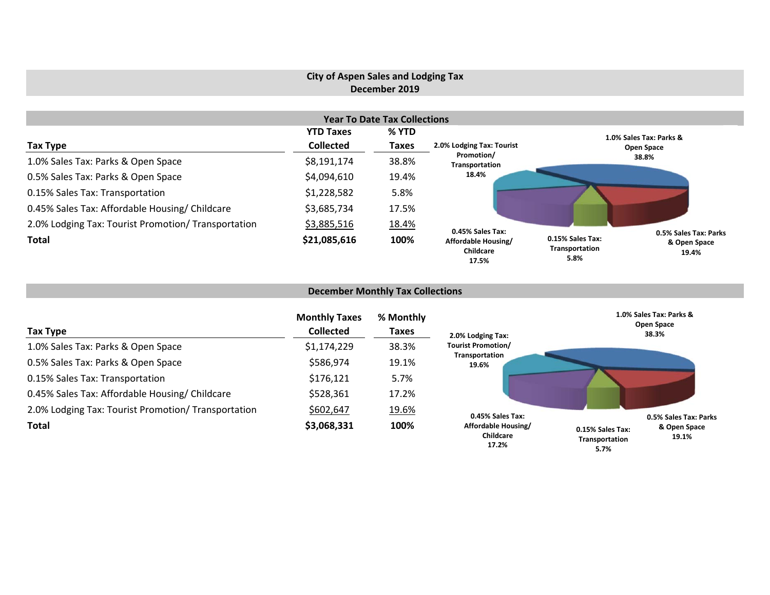# City of Aspen Sales and Lodging Tax
## December 2019

### Year To Date Tax Collections

| Tax Type | YTD Taxes Collected | % YTD Taxes |
|---|---|---|
| 1.0% Sales Tax: Parks & Open Space | $8,191,174 | 38.8% |
| 0.5% Sales Tax: Parks & Open Space | $4,094,610 | 19.4% |
| 0.15% Sales Tax: Transportation | $1,228,582 | 5.8% |
| 0.45% Sales Tax: Affordable Housing/ Childcare | $3,685,734 | 17.5% |
| 2.0% Lodging Tax: Tourist Promotion/ Transportation | $3,885,516 | 18.4% |
| **Total** | **$21,085,616** | **100%** |

2.0% Lodging Tax: Tourist Promotion/ Transportation 18.4%
1.0% Sales Tax: Parks & Open Space 38.8%
0.45% Sales Tax: Affordable Housing/ Childcare 17.5%
0.15% Sales Tax: Transportation 5.8%
0.5% Sales Tax: Parks & Open Space 19.4%

### December Monthly Tax Collections

| Tax Type | Monthly Taxes Collected | % Monthly Taxes |
|---|---|---|
| 1.0% Sales Tax: Parks & Open Space | $1,174,229 | 38.3% |
| 0.5% Sales Tax: Parks & Open Space | $586,974 | 19.1% |
| 0.15% Sales Tax: Transportation | $176,121 | 5.7% |
| 0.45% Sales Tax: Affordable Housing/ Childcare | $528,361 | 17.2% |
| 2.0% Lodging Tax: Tourist Promotion/ Transportation | $602,647 | 19.6% |
| **Total** | **$3,068,331** | **100%** |

2.0% Lodging Tax: Tourist Promotion/ Transportation 19.6%
1.0% Sales Tax: Parks & Open Space 38.3%
0.45% Sales Tax: Affordable Housing/ Childcare 17.2%
0.15% Sales Tax: Transportation 5.7%
0.5% Sales Tax: Parks & Open Space 19.1%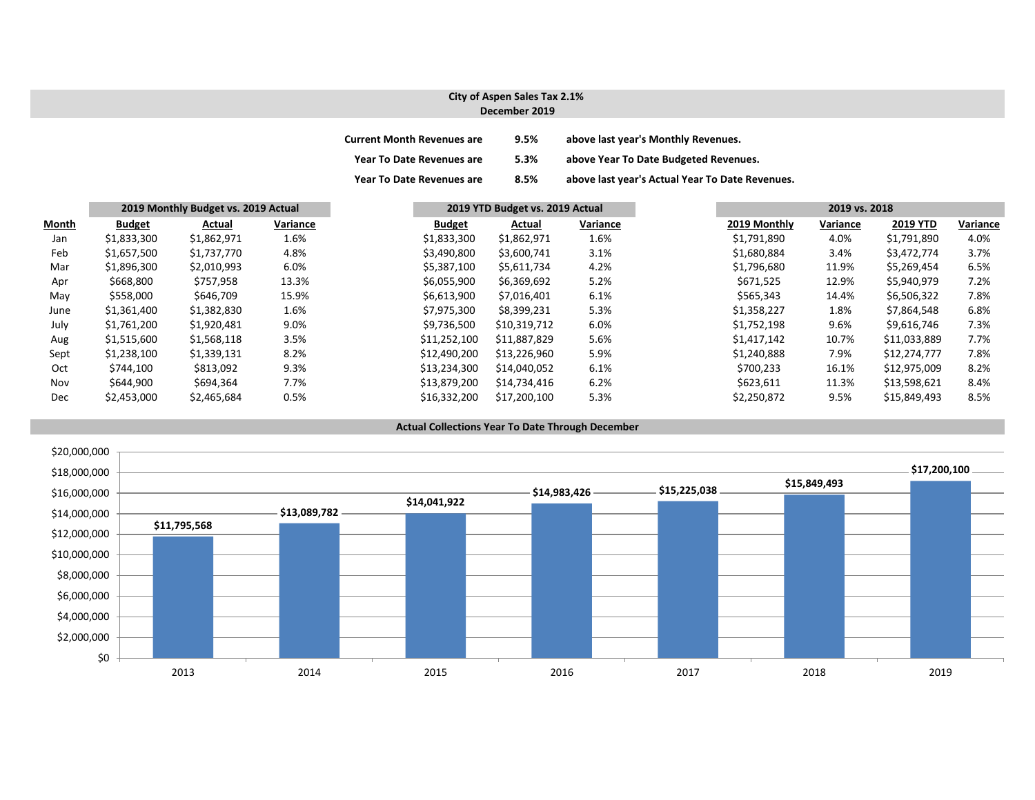# City of Aspen Sales Tax 2.1%
## December 2019

| | | |
|---|---|---|
| **Current Month Revenues are** | **9.5%** | **above last year's Monthly Revenues.** |
| **Year To Date Revenues are** | **5.3%** | **above Year To Date Budgeted Revenues.** |
| **Year To Date Revenues are** | **8.5%** | **above last year's Actual Year To Date Revenues.** |

| | 2019 Monthly Budget vs. 2019 Actual | | | 2019 YTD Budget vs. 2019 Actual | | | 2019 vs. 2018 | | | |
|---|---|---|---|---|---|---|---|---|---|---|
| **Month** | **Budget** | **Actual** | **Variance** | **Budget** | **Actual** | **Variance** | **2019 Monthly** | **Variance** | **2019 YTD** | **Variance** |
| Jan | $1,833,300 | $1,862,971 | 1.6% | $1,833,300 | $1,862,971 | 1.6% | $1,791,890 | 4.0% | $1,791,890 | 4.0% |
| Feb | $1,657,500 | $1,737,770 | 4.8% | $3,490,800 | $3,600,741 | 3.1% | $1,680,884 | 3.4% | $3,472,774 | 3.7% |
| Mar | $1,896,300 | $2,010,993 | 6.0% | $5,387,100 | $5,611,734 | 4.2% | $1,796,680 | 11.9% | $5,269,454 | 6.5% |
| Apr | $668,800 | $757,958 | 13.3% | $6,055,900 | $6,369,692 | 5.2% | $671,525 | 12.9% | $5,940,979 | 7.2% |
| May | $558,000 | $646,709 | 15.9% | $6,613,900 | $7,016,401 | 6.1% | $565,343 | 14.4% | $6,506,322 | 7.8% |
| June | $1,361,400 | $1,382,830 | 1.6% | $7,975,300 | $8,399,231 | 5.3% | $1,358,227 | 1.8% | $7,864,548 | 6.8% |
| July | $1,761,200 | $1,920,481 | 9.0% | $9,736,500 | $10,319,712 | 6.0% | $1,752,198 | 9.6% | $9,616,746 | 7.3% |
| Aug | $1,515,600 | $1,568,118 | 3.5% | $11,252,100 | $11,887,829 | 5.6% | $1,417,142 | 10.7% | $11,033,889 | 7.7% |
| Sept | $1,238,100 | $1,339,131 | 8.2% | $12,490,200 | $13,226,960 | 5.9% | $1,240,888 | 7.9% | $12,274,777 | 7.8% |
| Oct | $744,100 | $813,092 | 9.3% | $13,234,300 | $14,040,052 | 6.1% | $700,233 | 16.1% | $12,975,009 | 8.2% |
| Nov | $644,900 | $694,364 | 7.7% | $13,879,200 | $14,734,416 | 6.2% | $623,611 | 11.3% | $13,598,621 | 8.4% |
| Dec | $2,453,000 | $2,465,684 | 0.5% | $16,332,200 | $17,200,100 | 5.3% | $2,250,872 | 9.5% | $15,849,493 | 8.5% |

## Actual Collections Year To Date Through December

| Year | Actual Collections |
|---|---|
| 2013 | $11,795,568 |
| 2014 | $13,089,782 |
| 2015 | $14,041,922 |
| 2016 | $14,983,426 |
| 2017 | $15,225,038 |
| 2018 | $15,849,493 |
| 2019 | $17,200,100 |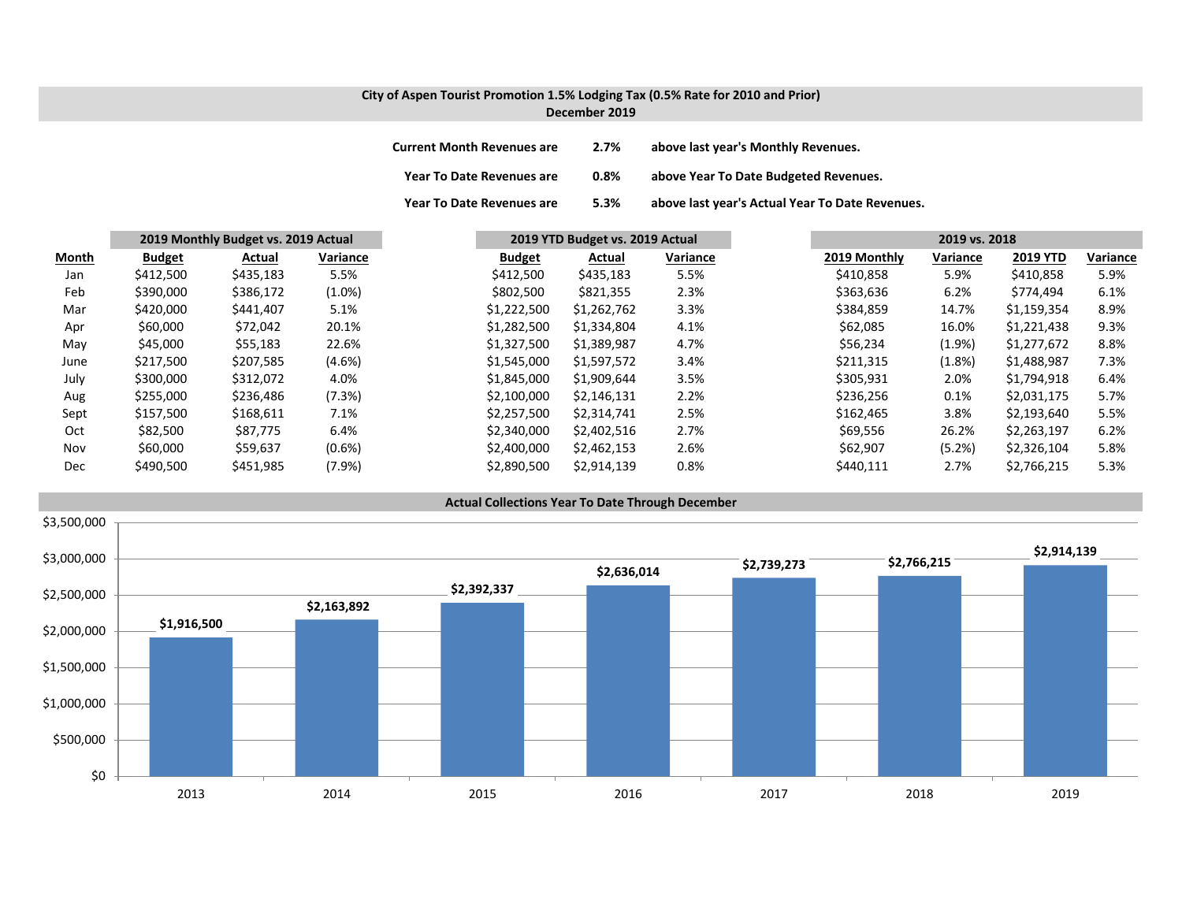## City of Aspen Tourist Promotion 1.5% Lodging Tax (0.5% Rate for 2010 and Prior)
## December 2019

**Current Month Revenues are 2.7% above last year's Monthly Revenues.**

**Year To Date Revenues are 0.8% above Year To Date Budgeted Revenues.**

**Year To Date Revenues are 5.3% above last year's Actual Year To Date Revenues.**

| | 2019 Monthly Budget vs. 2019 Actual | | | 2019 YTD Budget vs. 2019 Actual | | | 2019 vs. 2018 | | | |
|---|---|---|---|---|---|---|---|---|---|---|
| **Month** | **Budget** | **Actual** | **Variance** | **Budget** | **Actual** | **Variance** | **2019 Monthly** | **Variance** | **2019 YTD** | **Variance** |
| Jan | $412,500 | $435,183 | 5.5% | $412,500 | $435,183 | 5.5% | $410,858 | 5.9% | $410,858 | 5.9% |
| Feb | $390,000 | $386,172 | (1.0%) | $802,500 | $821,355 | 2.3% | $363,636 | 6.2% | $774,494 | 6.1% |
| Mar | $420,000 | $441,407 | 5.1% | $1,222,500 | $1,262,762 | 3.3% | $384,859 | 14.7% | $1,159,354 | 8.9% |
| Apr | $60,000 | $72,042 | 20.1% | $1,282,500 | $1,334,804 | 4.1% | $62,085 | 16.0% | $1,221,438 | 9.3% |
| May | $45,000 | $55,183 | 22.6% | $1,327,500 | $1,389,987 | 4.7% | $56,234 | (1.9%) | $1,277,672 | 8.8% |
| June | $217,500 | $207,585 | (4.6%) | $1,545,000 | $1,597,572 | 3.4% | $211,315 | (1.8%) | $1,488,987 | 7.3% |
| July | $300,000 | $312,072 | 4.0% | $1,845,000 | $1,909,644 | 3.5% | $305,931 | 2.0% | $1,794,918 | 6.4% |
| Aug | $255,000 | $236,486 | (7.3%) | $2,100,000 | $2,146,131 | 2.2% | $236,256 | 0.1% | $2,031,175 | 5.7% |
| Sept | $157,500 | $168,611 | 7.1% | $2,257,500 | $2,314,741 | 2.5% | $162,465 | 3.8% | $2,193,640 | 5.5% |
| Oct | $82,500 | $87,775 | 6.4% | $2,340,000 | $2,402,516 | 2.7% | $69,556 | 26.2% | $2,263,197 | 6.2% |
| Nov | $60,000 | $59,637 | (0.6%) | $2,400,000 | $2,462,153 | 2.6% | $62,907 | (5.2%) | $2,326,104 | 5.8% |
| Dec | $490,500 | $451,985 | (7.9%) | $2,890,500 | $2,914,139 | 0.8% | $440,111 | 2.7% | $2,766,215 | 5.3% |

### Actual Collections Year To Date Through December

| Year | Collections |
|---|---|
| 2013 | $1,916,500 |
| 2014 | $2,163,892 |
| 2015 | $2,392,337 |
| 2016 | $2,636,014 |
| 2017 | $2,739,273 |
| 2018 | $2,766,215 |
| 2019 | $2,914,139 |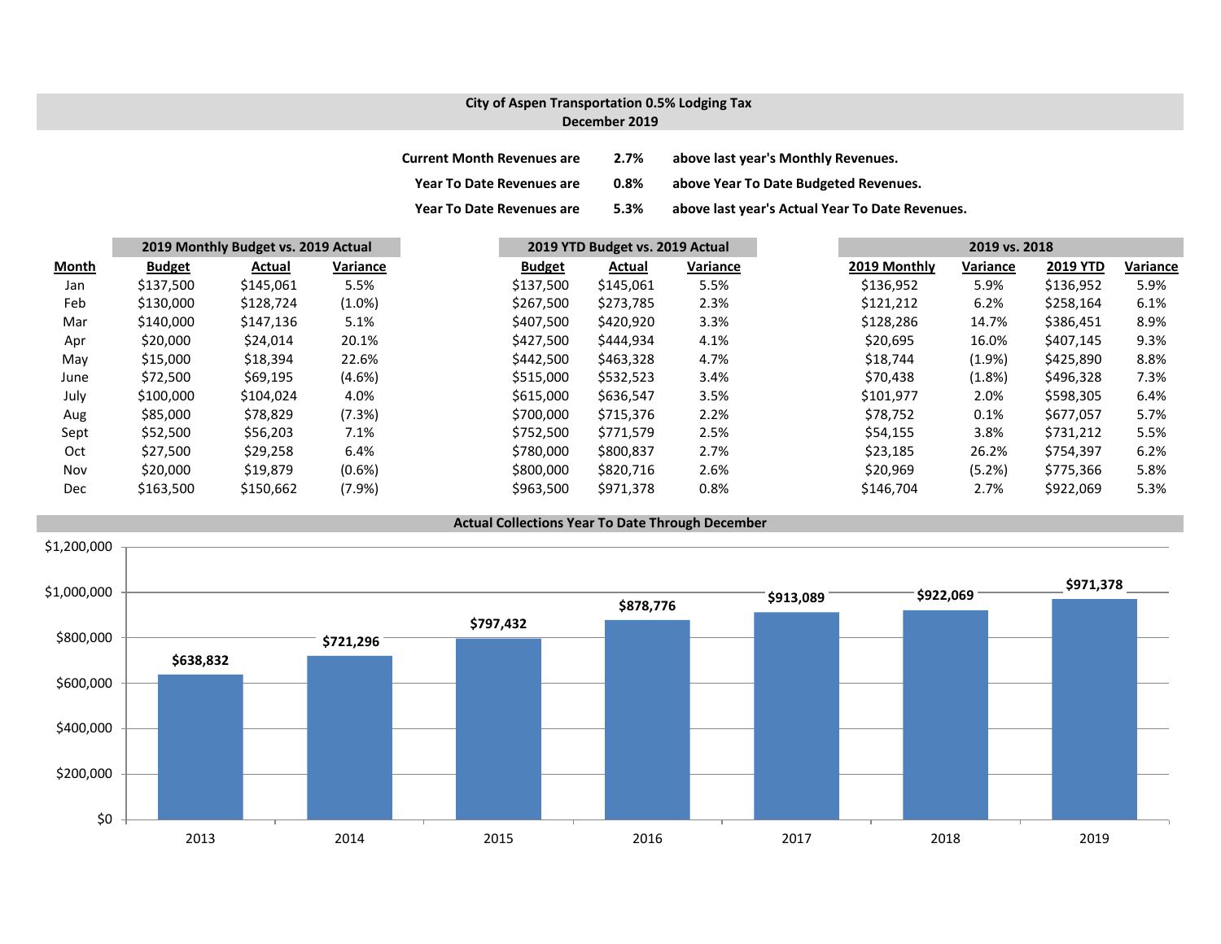**City of Aspen Transportation 0.5% Lodging Tax**
**December 2019**

**Current Month Revenues are 2.7% above last year's Monthly Revenues.**
**Year To Date Revenues are 0.8% above Year To Date Budgeted Revenues.**
**Year To Date Revenues are 5.3% above last year's Actual Year To Date Revenues.**

| | 2019 Monthly Budget vs. 2019 Actual | | | 2019 YTD Budget vs. 2019 Actual | | | 2019 vs. 2018 | | | |
|---|---|---|---|---|---|---|---|---|---|---|
| **Month** | **Budget** | **Actual** | **Variance** | **Budget** | **Actual** | **Variance** | **2019 Monthly** | **Variance** | **2019 YTD** | **Variance** |
| Jan | $137,500 | $145,061 | 5.5% | $137,500 | $145,061 | 5.5% | $136,952 | 5.9% | $136,952 | 5.9% |
| Feb | $130,000 | $128,724 | (1.0%) | $267,500 | $273,785 | 2.3% | $121,212 | 6.2% | $258,164 | 6.1% |
| Mar | $140,000 | $147,136 | 5.1% | $407,500 | $420,920 | 3.3% | $128,286 | 14.7% | $386,451 | 8.9% |
| Apr | $20,000 | $24,014 | 20.1% | $427,500 | $444,934 | 4.1% | $20,695 | 16.0% | $407,145 | 9.3% |
| May | $15,000 | $18,394 | 22.6% | $442,500 | $463,328 | 4.7% | $18,744 | (1.9%) | $425,890 | 8.8% |
| June | $72,500 | $69,195 | (4.6%) | $515,000 | $532,523 | 3.4% | $70,438 | (1.8%) | $496,328 | 7.3% |
| July | $100,000 | $104,024 | 4.0% | $615,000 | $636,547 | 3.5% | $101,977 | 2.0% | $598,305 | 6.4% |
| Aug | $85,000 | $78,829 | (7.3%) | $700,000 | $715,376 | 2.2% | $78,752 | 0.1% | $677,057 | 5.7% |
| Sept | $52,500 | $56,203 | 7.1% | $752,500 | $771,579 | 2.5% | $54,155 | 3.8% | $731,212 | 5.5% |
| Oct | $27,500 | $29,258 | 6.4% | $780,000 | $800,837 | 2.7% | $23,185 | 26.2% | $754,397 | 6.2% |
| Nov | $20,000 | $19,879 | (0.6%) | $800,000 | $820,716 | 2.6% | $20,969 | (5.2%) | $775,366 | 5.8% |
| Dec | $163,500 | $150,662 | (7.9%) | $963,500 | $971,378 | 0.8% | $146,704 | 2.7% | $922,069 | 5.3% |

**Actual Collections Year To Date Through December**

| Year | Collections |
|---|---|
| 2013 | $638,832 |
| 2014 | $721,296 |
| 2015 | $797,432 |
| 2016 | $878,776 |
| 2017 | $913,089 |
| 2018 | $922,069 |
| 2019 | $971,378 |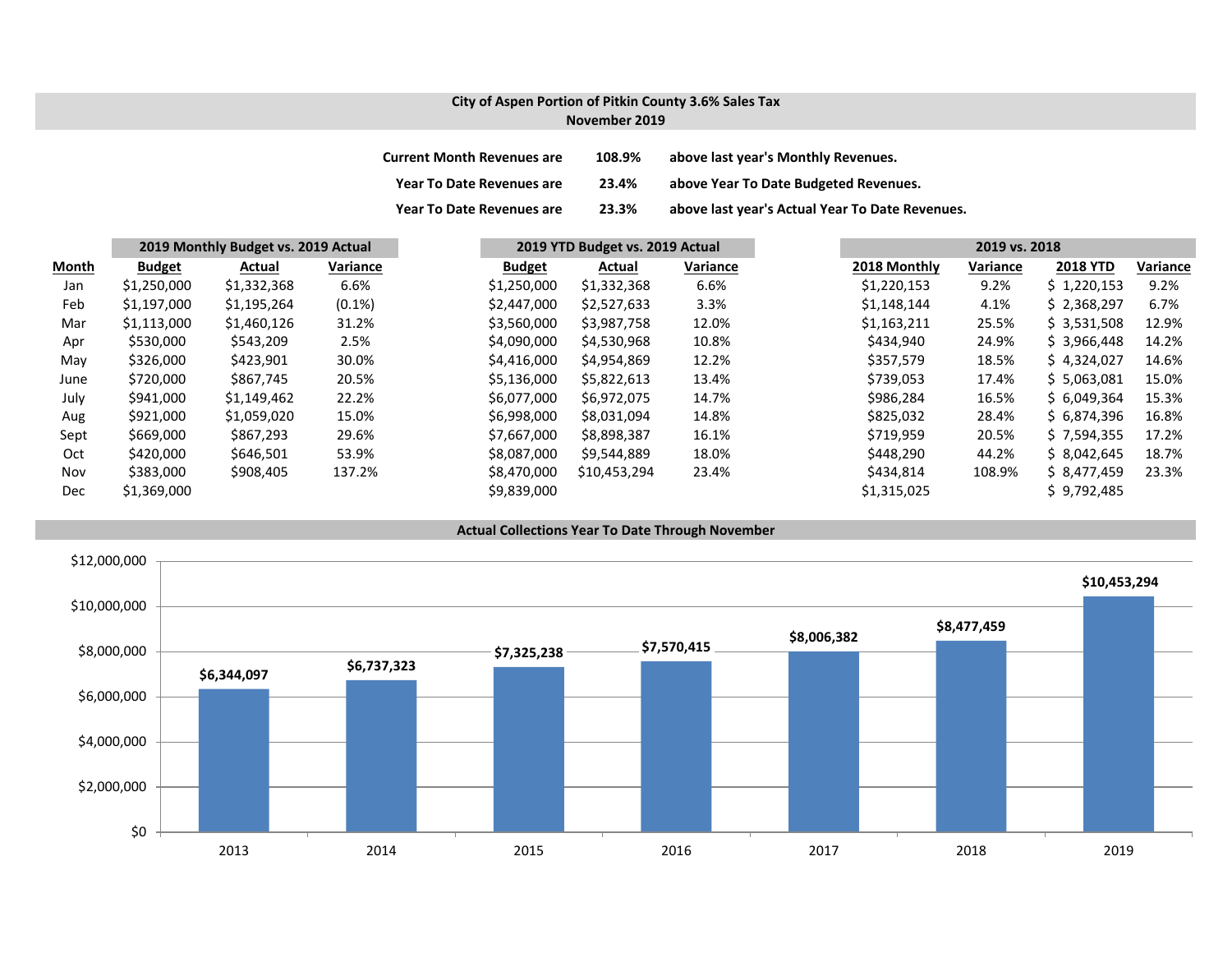## City of Aspen Portion of Pitkin County 3.6% Sales Tax
### November 2019

**Current Month Revenues are** **108.9%** **above last year's Monthly Revenues.**

**Year To Date Revenues are** **23.4%** **above Year To Date Budgeted Revenues.**

**Year To Date Revenues are** **23.3%** **above last year's Actual Year To Date Revenues.**

| | 2019 Monthly Budget vs. 2019 Actual | | | 2019 YTD Budget vs. 2019 Actual | | | 2019 vs. 2018 | | | |
|---|---|---|---|---|---|---|---|---|---|---|
| **Month** | **Budget** | **Actual** | **Variance** | **Budget** | **Actual** | **Variance** | **2018 Monthly** | **Variance** | **2018 YTD** | **Variance** |
| Jan | $1,250,000 | $1,332,368 | 6.6% | $1,250,000 | $1,332,368 | 6.6% | $1,220,153 | 9.2% | $ 1,220,153 | 9.2% |
| Feb | $1,197,000 | $1,195,264 | (0.1%) | $2,447,000 | $2,527,633 | 3.3% | $1,148,144 | 4.1% | $ 2,368,297 | 6.7% |
| Mar | $1,113,000 | $1,460,126 | 31.2% | $3,560,000 | $3,987,758 | 12.0% | $1,163,211 | 25.5% | $ 3,531,508 | 12.9% |
| Apr | $530,000 | $543,209 | 2.5% | $4,090,000 | $4,530,968 | 10.8% | $434,940 | 24.9% | $ 3,966,448 | 14.2% |
| May | $326,000 | $423,901 | 30.0% | $4,416,000 | $4,954,869 | 12.2% | $357,579 | 18.5% | $ 4,324,027 | 14.6% |
| June | $720,000 | $867,745 | 20.5% | $5,136,000 | $5,822,613 | 13.4% | $739,053 | 17.4% | $ 5,063,081 | 15.0% |
| July | $941,000 | $1,149,462 | 22.2% | $6,077,000 | $6,972,075 | 14.7% | $986,284 | 16.5% | $ 6,049,364 | 15.3% |
| Aug | $921,000 | $1,059,020 | 15.0% | $6,998,000 | $8,031,094 | 14.8% | $825,032 | 28.4% | $ 6,874,396 | 16.8% |
| Sept | $669,000 | $867,293 | 29.6% | $7,667,000 | $8,898,387 | 16.1% | $719,959 | 20.5% | $ 7,594,355 | 17.2% |
| Oct | $420,000 | $646,501 | 53.9% | $8,087,000 | $9,544,889 | 18.0% | $448,290 | 44.2% | $ 8,042,645 | 18.7% |
| Nov | $383,000 | $908,405 | 137.2% | $8,470,000 | $10,453,294 | 23.4% | $434,814 | 108.9% | $ 8,477,459 | 23.3% |
| Dec | $1,369,000 | | | $9,839,000 | | | $1,315,025 | | $ 9,792,485 | |

### Actual Collections Year To Date Through November

| Year | Amount |
|---|---|
| 2013 | $6,344,097 |
| 2014 | $6,737,323 |
| 2015 | $7,325,238 |
| 2016 | $7,570,415 |
| 2017 | $8,006,382 |
| 2018 | $8,477,459 |
| 2019 | $10,453,294 |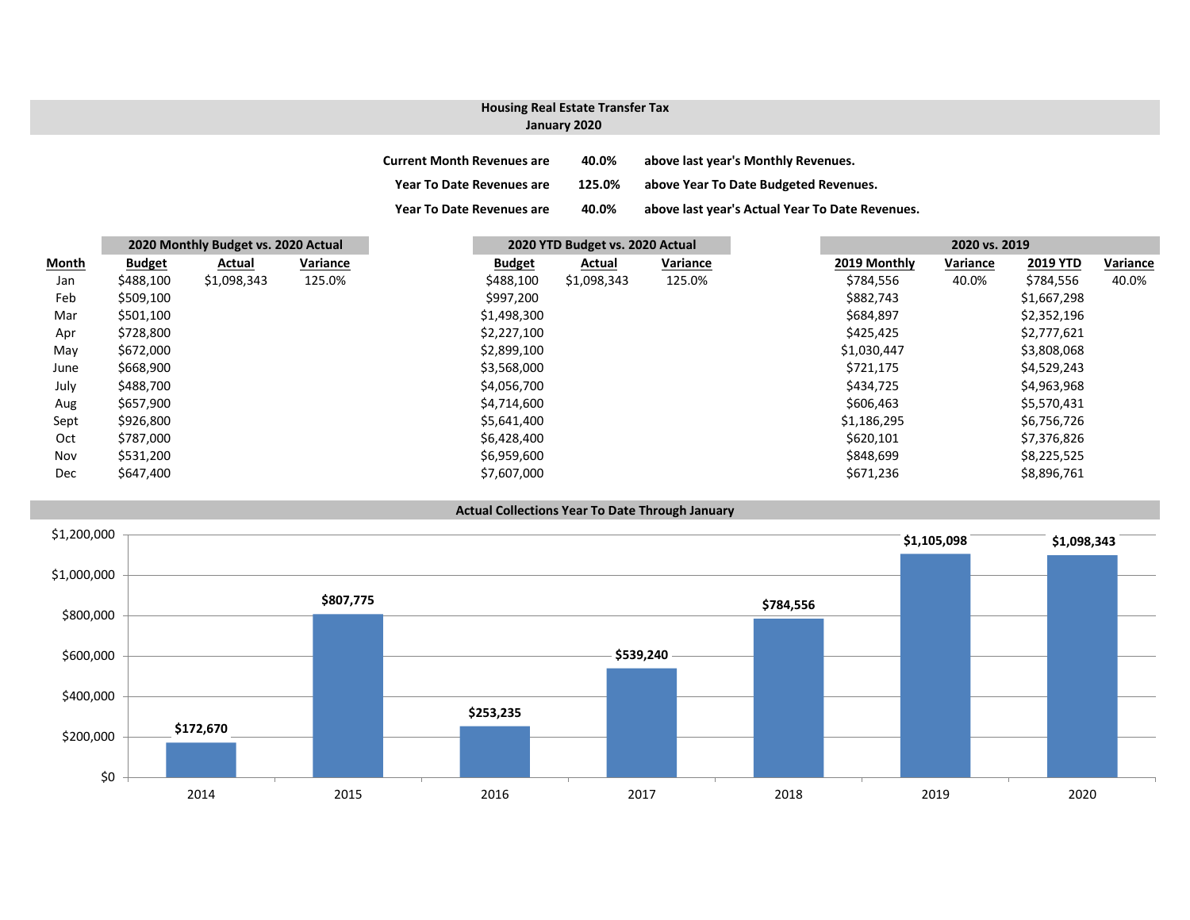## Housing Real Estate Transfer Tax
## January 2020

| | | |
|---|---|---|
| **Current Month Revenues are** | **40.0%** | **above last year's Monthly Revenues.** |
| **Year To Date Revenues are** | **125.0%** | **above Year To Date Budgeted Revenues.** |
| **Year To Date Revenues are** | **40.0%** | **above last year's Actual Year To Date Revenues.** |

| | 2020 Monthly Budget vs. 2020 Actual | | | 2020 YTD Budget vs. 2020 Actual | | | 2020 vs. 2019 | | | |
|---|---|---|---|---|---|---|---|---|---|---|
| **Month** | **Budget** | **Actual** | **Variance** | **Budget** | **Actual** | **Variance** | **2019 Monthly** | **Variance** | **2019 YTD** | **Variance** |
| Jan | $488,100 | $1,098,343 | 125.0% | $488,100 | $1,098,343 | 125.0% | $784,556 | 40.0% | $784,556 | 40.0% |
| Feb | $509,100 | | | $997,200 | | | $882,743 | | $1,667,298 | |
| Mar | $501,100 | | | $1,498,300 | | | $684,897 | | $2,352,196 | |
| Apr | $728,800 | | | $2,227,100 | | | $425,425 | | $2,777,621 | |
| May | $672,000 | | | $2,899,100 | | | $1,030,447 | | $3,808,068 | |
| June | $668,900 | | | $3,568,000 | | | $721,175 | | $4,529,243 | |
| July | $488,700 | | | $4,056,700 | | | $434,725 | | $4,963,968 | |
| Aug | $657,900 | | | $4,714,600 | | | $606,463 | | $5,570,431 | |
| Sept | $926,800 | | | $5,641,400 | | | $1,186,295 | | $6,756,726 | |
| Oct | $787,000 | | | $6,428,400 | | | $620,101 | | $7,376,826 | |
| Nov | $531,200 | | | $6,959,600 | | | $848,699 | | $8,225,525 | |
| Dec | $647,400 | | | $7,607,000 | | | $671,236 | | $8,896,761 | |

### Actual Collections Year To Date Through January

| Year | Amount |
|---|---|
| 2014 | $172,670 |
| 2015 | $807,775 |
| 2016 | $253,235 |
| 2017 | $539,240 |
| 2018 | $784,556 |
| 2019 | $1,105,098 |
| 2020 | $1,098,343 |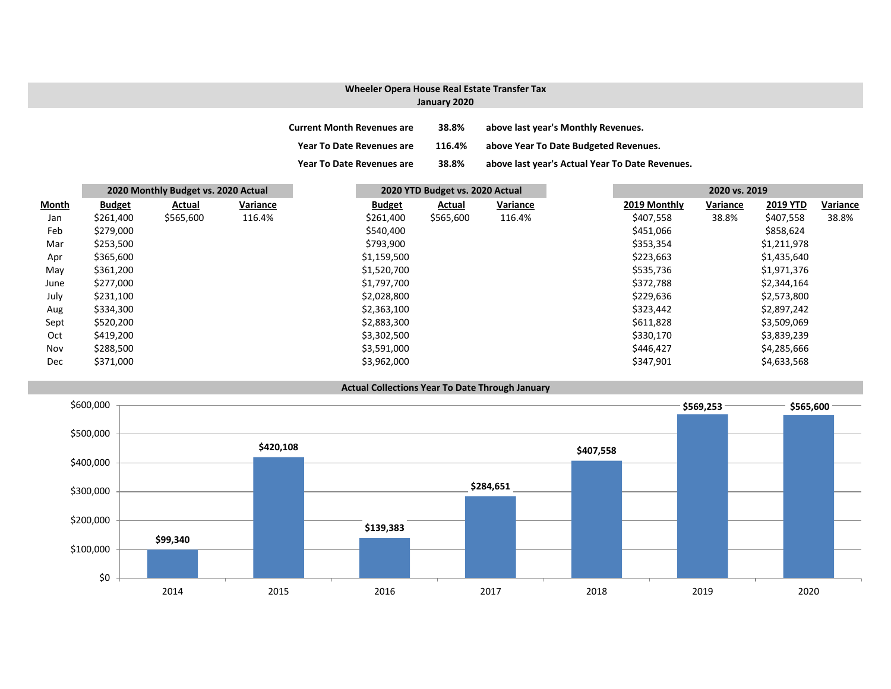## Wheeler Opera House Real Estate Transfer Tax
### January 2020

| | | |
|---|---|---|
| Current Month Revenues are | 38.8% | above last year's Monthly Revenues. |
| Year To Date Revenues are | 116.4% | above Year To Date Budgeted Revenues. |
| Year To Date Revenues are | 38.8% | above last year's Actual Year To Date Revenues. |

| | 2020 Monthly Budget vs. 2020 Actual | | | 2020 YTD Budget vs. 2020 Actual | | | 2020 vs. 2019 | | | |
|---|---|---|---|---|---|---|---|---|---|---|
| **Month** | **Budget** | **Actual** | **Variance** | **Budget** | **Actual** | **Variance** | **2019 Monthly** | **Variance** | **2019 YTD** | **Variance** |
| Jan | $261,400 | $565,600 | 116.4% | $261,400 | $565,600 | 116.4% | $407,558 | 38.8% | $407,558 | 38.8% |
| Feb | $279,000 | | | $540,400 | | | $451,066 | | $858,624 | |
| Mar | $253,500 | | | $793,900 | | | $353,354 | | $1,211,978 | |
| Apr | $365,600 | | | $1,159,500 | | | $223,663 | | $1,435,640 | |
| May | $361,200 | | | $1,520,700 | | | $535,736 | | $1,971,376 | |
| June | $277,000 | | | $1,797,700 | | | $372,788 | | $2,344,164 | |
| July | $231,100 | | | $2,028,800 | | | $229,636 | | $2,573,800 | |
| Aug | $334,300 | | | $2,363,100 | | | $323,442 | | $2,897,242 | |
| Sept | $520,200 | | | $2,883,300 | | | $611,828 | | $3,509,069 | |
| Oct | $419,200 | | | $3,302,500 | | | $330,170 | | $3,839,239 | |
| Nov | $288,500 | | | $3,591,000 | | | $446,427 | | $4,285,666 | |
| Dec | $371,000 | | | $3,962,000 | | | $347,901 | | $4,633,568 | |

**Actual Collections Year To Date Through January**

$600,000
$500,000
$400,000
$300,000
$200,000
$100,000
$0

2014: $99,340
2015: $420,108
2016: $139,383
2017: $284,651
2018: $407,558
2019: $569,253
2020: $565,600